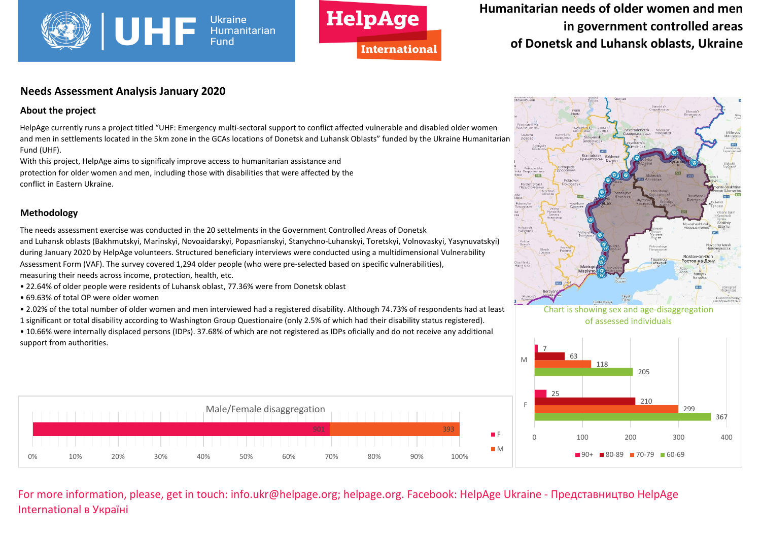# Humanitarian needs of older women and men in government controlled areas of Donetsk and Luhansk oblasts, Ukraine

## Needs Assessment Analysis January 2020

### About the project

HelpAge currently runs a project titled "UHF: Emergency multi-sectoral support to conflict affected vulnerable and disabled older women and men in settlements located in the 5km zone in the GCAs locations of Donetsk and Luhansk Oblasts" funded by the Ukraine Humanitarian Fund (UHF).

With this project, HelpAge aims to significaly improve access to humanitarian assistance and protection for older women and men, including those with disabilities that were affected by the conflict in Eastern Ukraine.

### Methodology

The needs assessment exercise was conducted in the 20 settelments in the Government Controlled Areas of Donetsk and Luhansk oblasts (Bakhmutskyi, Marinskyi, Novoaidarskyi, Popasnianskyi, Stanychno-Luhanskyi, Toretskyi, Volnovaskyi, Yasynuvatskyi) during January 2020 by HelpAge volunteers. Structured beneficiary interviews were conducted using a multidimensional Vulnerability Assessment Form (VAF). The survey covered 1,294 older people (who were pre-selected based on specific vulnerabilities), measuring their needs across income, protection, health, etc.

- 22.64% of older people were residents of Luhansk oblast, 77.36% were from Donetsk oblast
- 69.63% of total OP were older women
- 2.02% of the total number of older women and men interviewed had a registered disability. Although 74.73% of respondents had at least 1 significant or total disability according to Washington Group Questionaire (only 2.5% of which had their disability status registered).
- 10.66% were internally displaced persons (IDPs). 37.68% of which are not registered as IDPs oficially and do not receive any additional support from authorities.

Male/Female disaggregation

| F | M |
|---|---|
| 901 | 393 |

Chart is showing sex and age-disaggregation of assessed individuals

| | 90+ | 80-89 | 70-79 | 60-69 |
|---|---|---|---|---|
| M | 7 | 63 | 118 | 205 |
| F | 25 | 210 | 299 | 367 |

For more information, please, get in touch: info.ukr@helpage.org; helpage.org. Facebook: HelpAge Ukraine - Представництво HelpAge International в Україні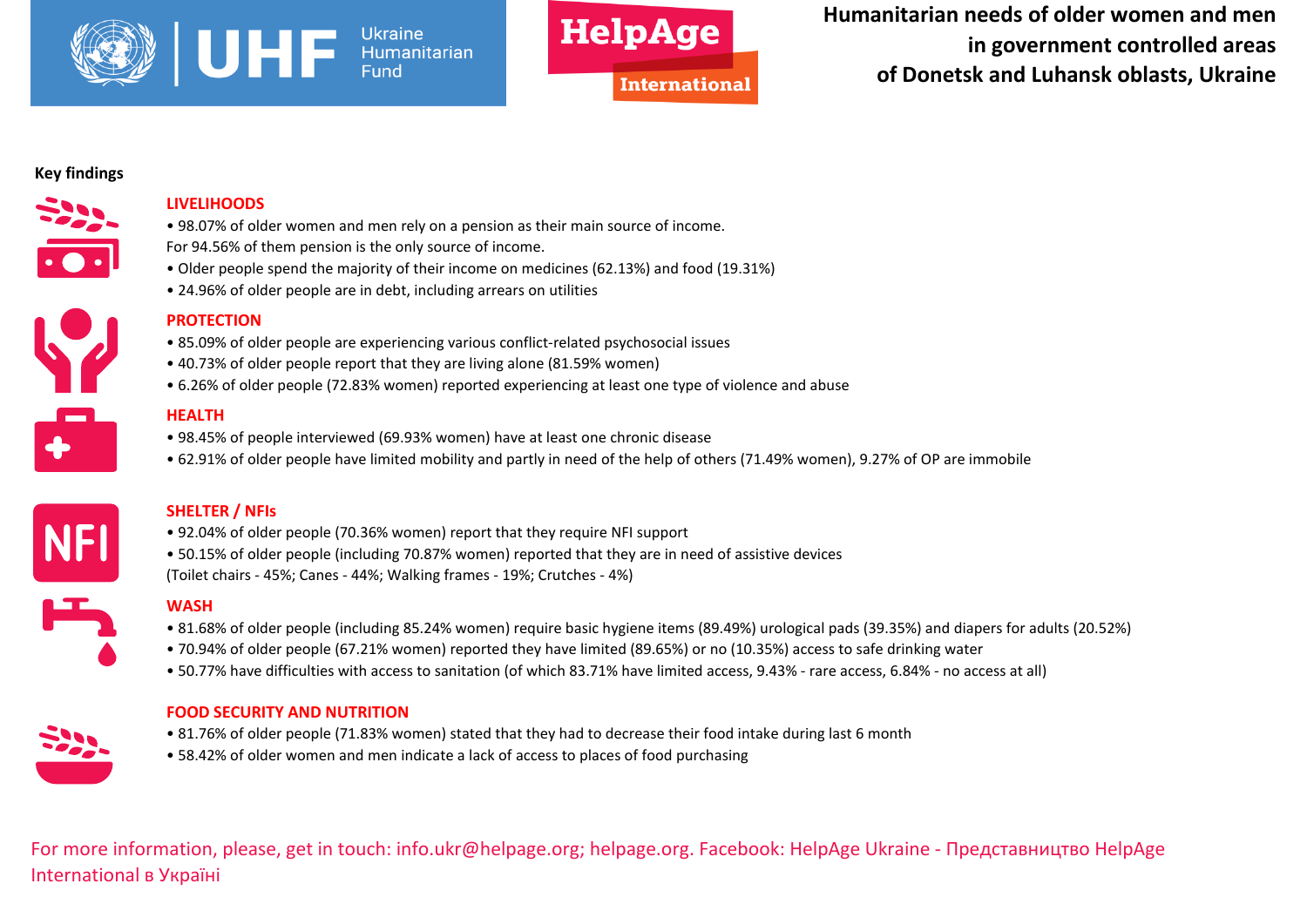# Humanitarian needs of older women and men in government controlled areas of Donetsk and Luhansk oblasts, Ukraine

## Key findings

### LIVELIHOODS

- 98.07% of older women and men rely on a pension as their main source of income.
For 94.56% of them pension is the only source of income.
- Older people spend the majority of their income on medicines (62.13%) and food (19.31%)
- 24.96% of older people are in debt, including arrears on utilities

### PROTECTION

- 85.09% of older people are experiencing various conflict-related psychosocial issues
- 40.73% of older people report that they are living alone (81.59% women)
- 6.26% of older people (72.83% women) reported experiencing at least one type of violence and abuse

### HEALTH

- 98.45% of people interviewed (69.93% women) have at least one chronic disease
- 62.91% of older people have limited mobility and partly in need of the help of others (71.49% women), 9.27% of OP are immobile

### SHELTER / NFIs

- 92.04% of older people (70.36% women) report that they require NFI support
- 50.15% of older people (including 70.87% women) reported that they are in need of assistive devices
(Toilet chairs - 45%; Canes - 44%; Walking frames - 19%; Crutches - 4%)

### WASH

- 81.68% of older people (including 85.24% women) require basic hygiene items (89.49%) urological pads (39.35%) and diapers for adults (20.52%)
- 70.94% of older people (67.21% women) reported they have limited (89.65%) or no (10.35%) access to safe drinking water
- 50.77% have difficulties with access to sanitation (of which 83.71% have limited access, 9.43% - rare access, 6.84% - no access at all)

### FOOD SECURITY AND NUTRITION

- 81.76% of older people (71.83% women) stated that they had to decrease their food intake during last 6 month
- 58.42% of older women and men indicate a lack of access to places of food purchasing

For more information, please, get in touch: info.ukr@helpage.org; helpage.org. Facebook: HelpAge Ukraine - Представництво HelpAge International в Україні